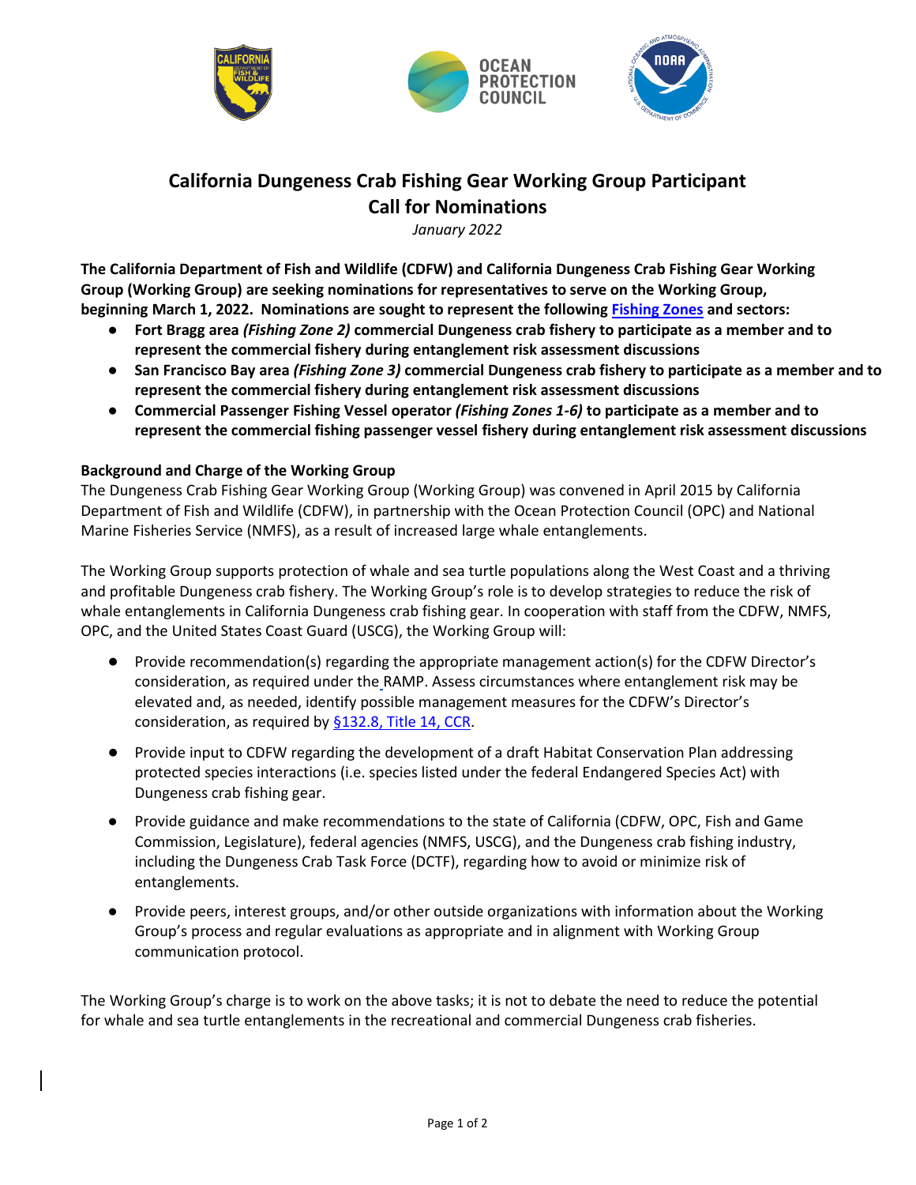# California Dungeness Crab Fishing Gear Working Group Participant Call for Nominations

*January 2022*

**The California Department of Fish and Wildlife (CDFW) and California Dungeness Crab Fishing Gear Working Group (Working Group) are seeking nominations for representatives to serve on the Working Group, beginning March 1, 2022. Nominations are sought to represent the following Fishing Zones and sectors:**

- **Fort Bragg area *(Fishing Zone 2)* commercial Dungeness crab fishery to participate as a member and to represent the commercial fishery during entanglement risk assessment discussions**
- **San Francisco Bay area *(Fishing Zone 3)* commercial Dungeness crab fishery to participate as a member and to represent the commercial fishery during entanglement risk assessment discussions**
- **Commercial Passenger Fishing Vessel operator *(Fishing Zones 1-6)* to participate as a member and to represent the commercial fishing passenger vessel fishery during entanglement risk assessment discussions**

### Background and Charge of the Working Group

The Dungeness Crab Fishing Gear Working Group (Working Group) was convened in April 2015 by California Department of Fish and Wildlife (CDFW), in partnership with the Ocean Protection Council (OPC) and National Marine Fisheries Service (NMFS), as a result of increased large whale entanglements.

The Working Group supports protection of whale and sea turtle populations along the West Coast and a thriving and profitable Dungeness crab fishery. The Working Group's role is to develop strategies to reduce the risk of whale entanglements in California Dungeness crab fishing gear. In cooperation with staff from the CDFW, NMFS, OPC, and the United States Coast Guard (USCG), the Working Group will:

- Provide recommendation(s) regarding the appropriate management action(s) for the CDFW Director's consideration, as required under the RAMP. Assess circumstances where entanglement risk may be elevated and, as needed, identify possible management measures for the CDFW's Director's consideration, as required by §132.8, Title 14, CCR.
- Provide input to CDFW regarding the development of a draft Habitat Conservation Plan addressing protected species interactions (i.e. species listed under the federal Endangered Species Act) with Dungeness crab fishing gear.
- Provide guidance and make recommendations to the state of California (CDFW, OPC, Fish and Game Commission, Legislature), federal agencies (NMFS, USCG), and the Dungeness crab fishing industry, including the Dungeness Crab Task Force (DCTF), regarding how to avoid or minimize risk of entanglements.
- Provide peers, interest groups, and/or other outside organizations with information about the Working Group's process and regular evaluations as appropriate and in alignment with Working Group communication protocol.

The Working Group's charge is to work on the above tasks; it is not to debate the need to reduce the potential for whale and sea turtle entanglements in the recreational and commercial Dungeness crab fisheries.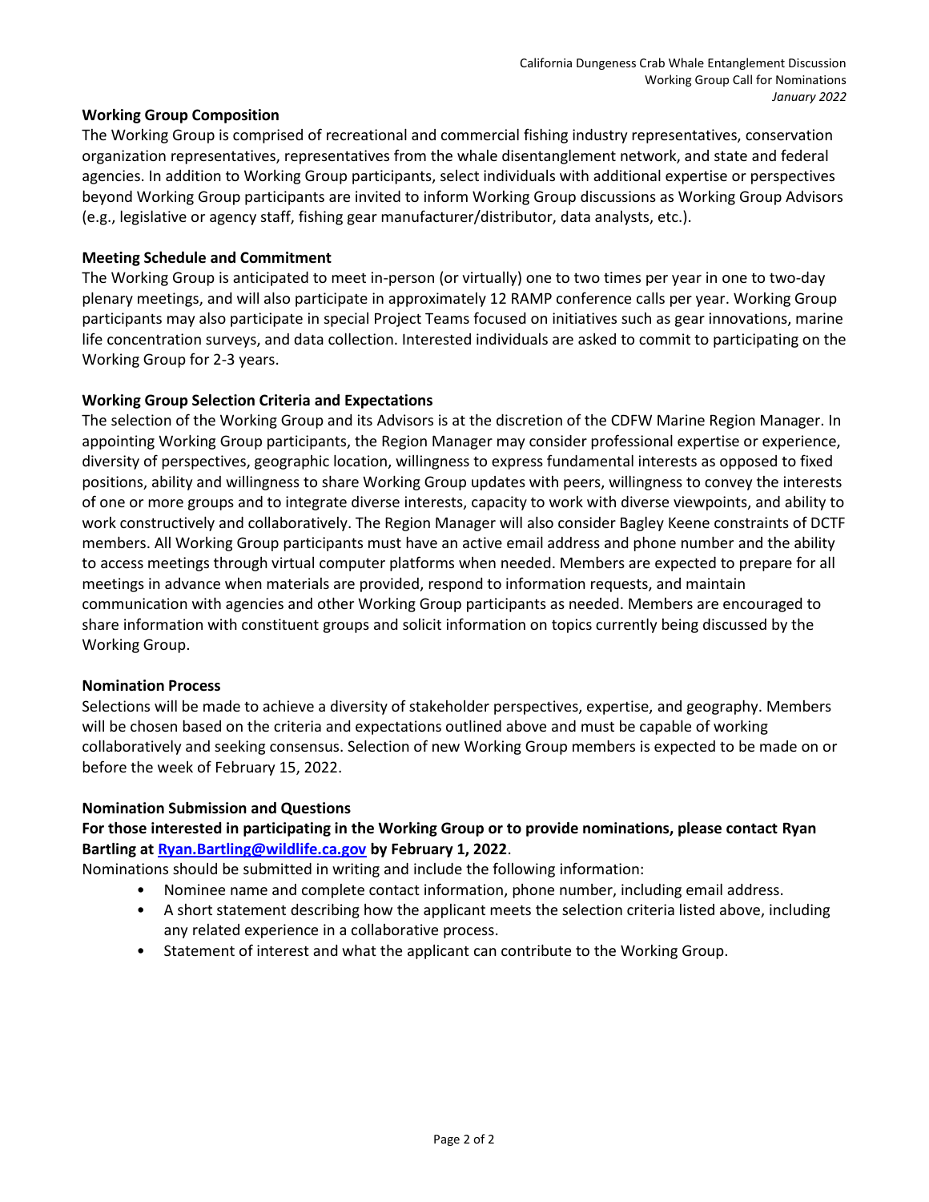### Working Group Composition

The Working Group is comprised of recreational and commercial fishing industry representatives, conservation organization representatives, representatives from the whale disentanglement network, and state and federal agencies. In addition to Working Group participants, select individuals with additional expertise or perspectives beyond Working Group participants are invited to inform Working Group discussions as Working Group Advisors (e.g., legislative or agency staff, fishing gear manufacturer/distributor, data analysts, etc.).

### Meeting Schedule and Commitment

The Working Group is anticipated to meet in-person (or virtually) one to two times per year in one to two-day plenary meetings, and will also participate in approximately 12 RAMP conference calls per year. Working Group participants may also participate in special Project Teams focused on initiatives such as gear innovations, marine life concentration surveys, and data collection. Interested individuals are asked to commit to participating on the Working Group for 2-3 years.

### Working Group Selection Criteria and Expectations

The selection of the Working Group and its Advisors is at the discretion of the CDFW Marine Region Manager. In appointing Working Group participants, the Region Manager may consider professional expertise or experience, diversity of perspectives, geographic location, willingness to express fundamental interests as opposed to fixed positions, ability and willingness to share Working Group updates with peers, willingness to convey the interests of one or more groups and to integrate diverse interests, capacity to work with diverse viewpoints, and ability to work constructively and collaboratively. The Region Manager will also consider Bagley Keene constraints of DCTF members. All Working Group participants must have an active email address and phone number and the ability to access meetings through virtual computer platforms when needed. Members are expected to prepare for all meetings in advance when materials are provided, respond to information requests, and maintain communication with agencies and other Working Group participants as needed. Members are encouraged to share information with constituent groups and solicit information on topics currently being discussed by the Working Group.

### Nomination Process

Selections will be made to achieve a diversity of stakeholder perspectives, expertise, and geography. Members will be chosen based on the criteria and expectations outlined above and must be capable of working collaboratively and seeking consensus. Selection of new Working Group members is expected to be made on or before the week of February 15, 2022.

### Nomination Submission and Questions

**For those interested in participating in the Working Group or to provide nominations, please contact Ryan Bartling at Ryan.Bartling@wildlife.ca.gov by February 1, 2022.**

Nominations should be submitted in writing and include the following information:

- Nominee name and complete contact information, phone number, including email address.
- A short statement describing how the applicant meets the selection criteria listed above, including any related experience in a collaborative process.
- Statement of interest and what the applicant can contribute to the Working Group.